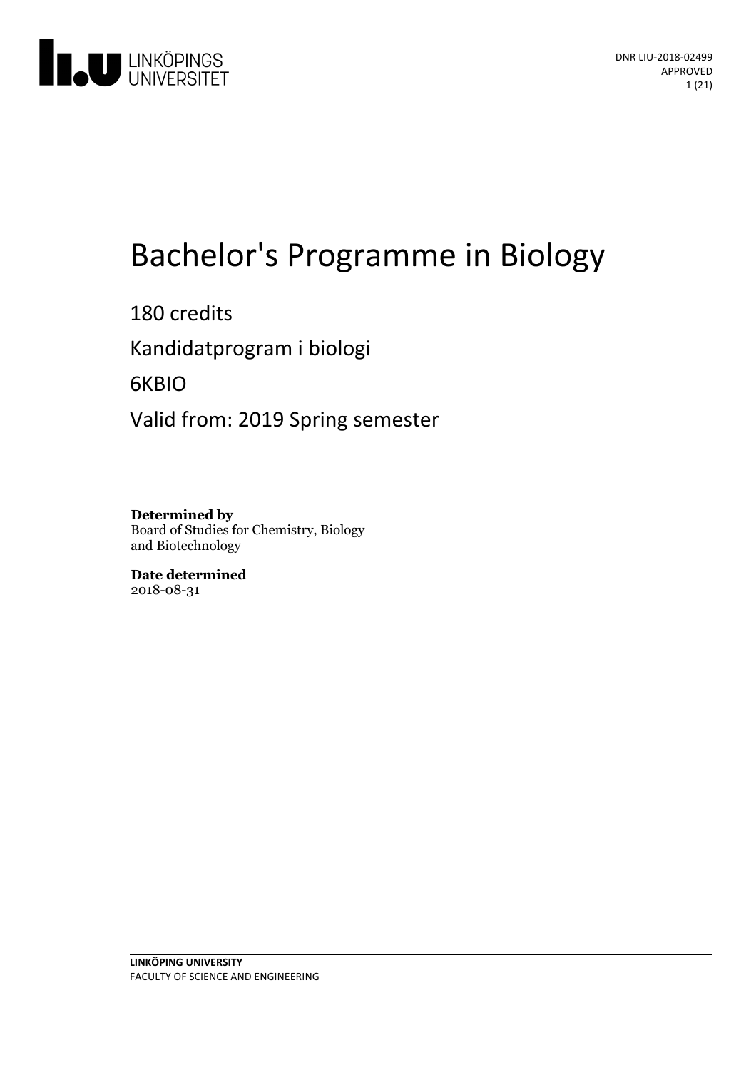# Bachelor's Programme in Biology

180 credits

Kandidatprogram i biologi

6KBIO

Valid from: 2019 Spring semester

**Determined by**
Board of Studies for Chemistry, Biology and Biotechnology

**Date determined**
2018-08-31

DNR LIU-2018-02499
APPROVED

LINKÖPING UNIVERSITY
FACULTY OF SCIENCE AND ENGINEERING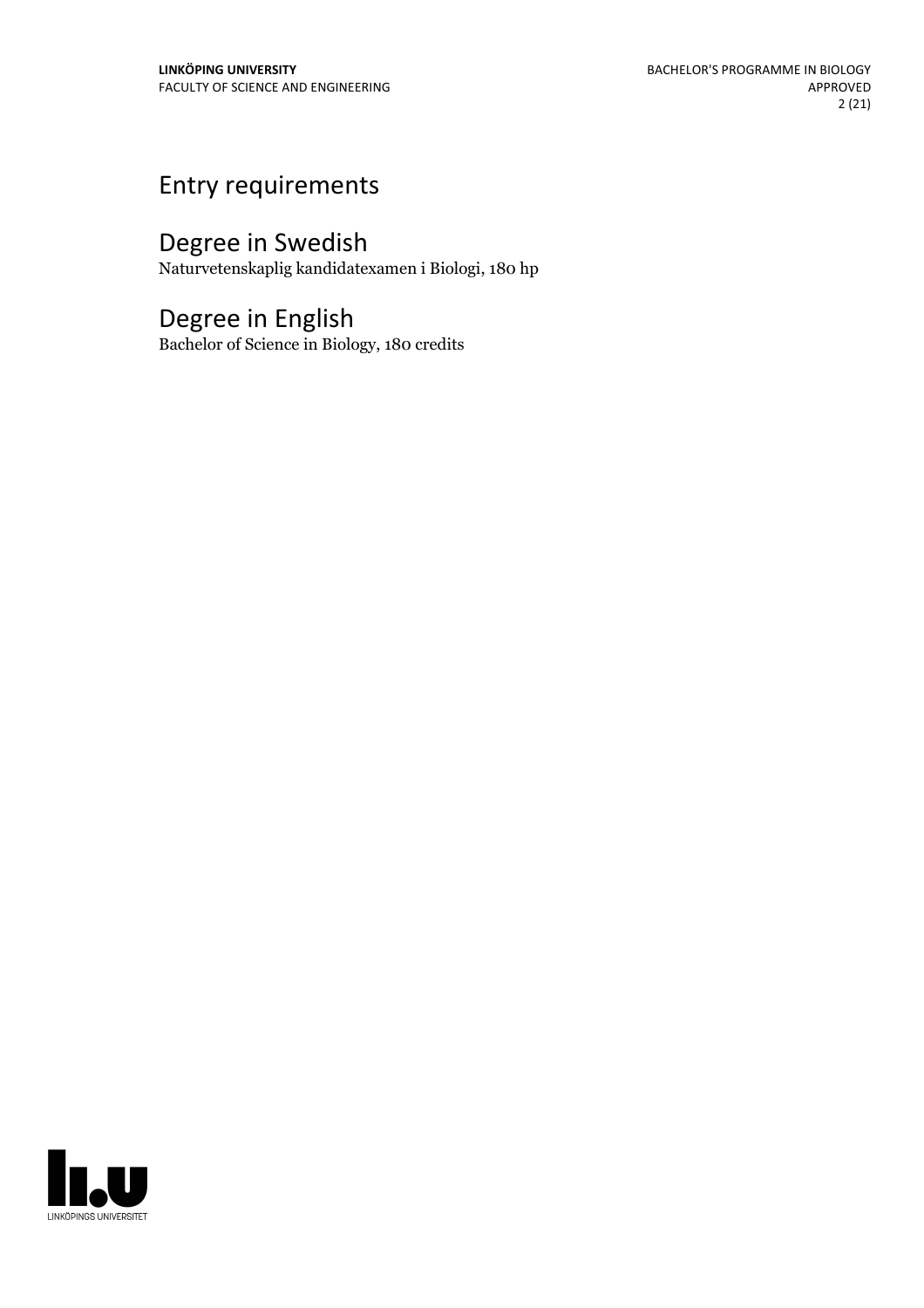# Entry requirements

# Degree in Swedish

Naturvetenskaplig kandidatexamen i Biologi, 180 hp

# Degree in English

Bachelor of Science in Biology, 180 credits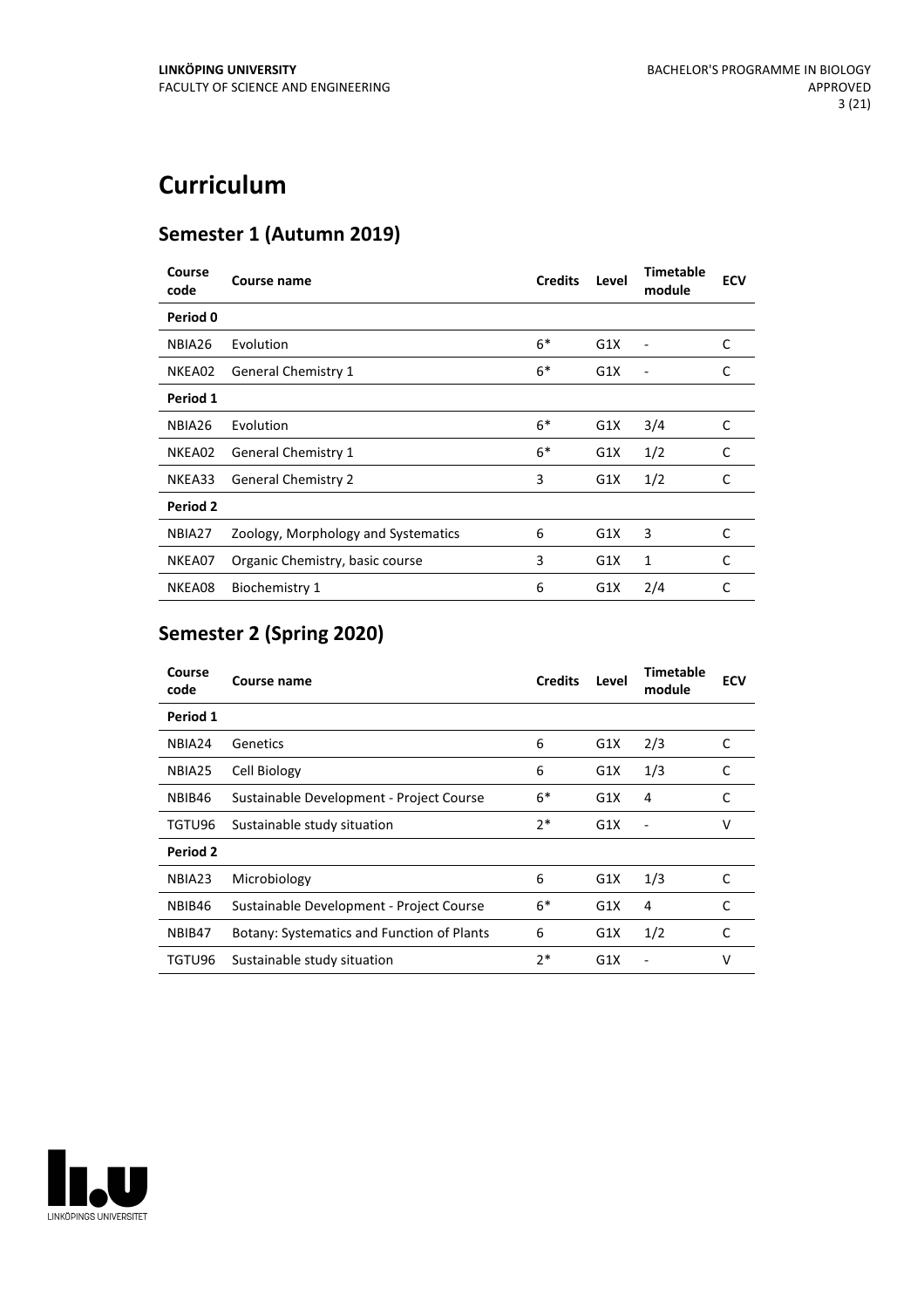# Curriculum

## Semester 1 (Autumn 2019)

| Course code | Course name | Credits | Level | Timetable module | ECV |
|---|---|---|---|---|---|
| **Period 0** | | | | | |
| NBIA26 | Evolution | 6* | G1X | - | C |
| NKEA02 | General Chemistry 1 | 6* | G1X | - | C |
| **Period 1** | | | | | |
| NBIA26 | Evolution | 6* | G1X | 3/4 | C |
| NKEA02 | General Chemistry 1 | 6* | G1X | 1/2 | C |
| NKEA33 | General Chemistry 2 | 3 | G1X | 1/2 | C |
| **Period 2** | | | | | |
| NBIA27 | Zoology, Morphology and Systematics | 6 | G1X | 3 | C |
| NKEA07 | Organic Chemistry, basic course | 3 | G1X | 1 | C |
| NKEA08 | Biochemistry 1 | 6 | G1X | 2/4 | C |

## Semester 2 (Spring 2020)

| Course code | Course name | Credits | Level | Timetable module | ECV |
|---|---|---|---|---|---|
| **Period 1** | | | | | |
| NBIA24 | Genetics | 6 | G1X | 2/3 | C |
| NBIA25 | Cell Biology | 6 | G1X | 1/3 | C |
| NBIB46 | Sustainable Development - Project Course | 6* | G1X | 4 | C |
| TGTU96 | Sustainable study situation | 2* | G1X | - | V |
| **Period 2** | | | | | |
| NBIA23 | Microbiology | 6 | G1X | 1/3 | C |
| NBIB46 | Sustainable Development - Project Course | 6* | G1X | 4 | C |
| NBIB47 | Botany: Systematics and Function of Plants | 6 | G1X | 1/2 | C |
| TGTU96 | Sustainable study situation | 2* | G1X | - | V |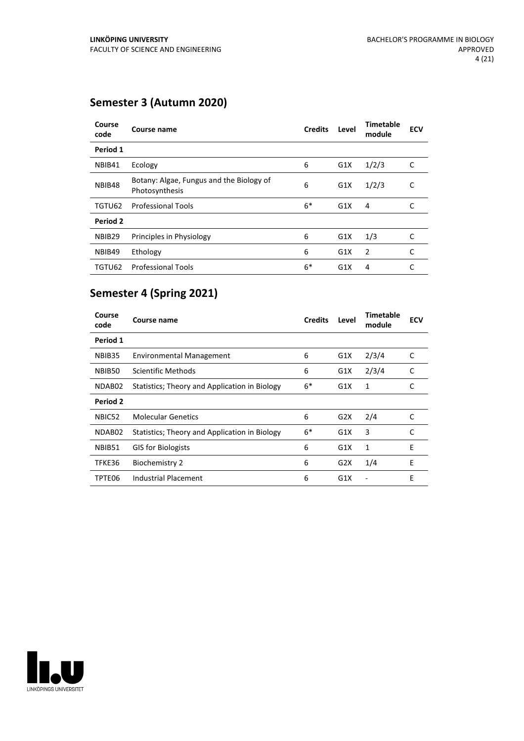## Semester 3 (Autumn 2020)

| Course code | Course name | Credits | Level | Timetable module | ECV |
| --- | --- | --- | --- | --- | --- |
| **Period 1** | | | | | |
| NBIB41 | Ecology | 6 | G1X | 1/2/3 | C |
| NBIB48 | Botany: Algae, Fungus and the Biology of Photosynthesis | 6 | G1X | 1/2/3 | C |
| TGTU62 | Professional Tools | 6* | G1X | 4 | C |
| **Period 2** | | | | | |
| NBIB29 | Principles in Physiology | 6 | G1X | 1/3 | C |
| NBIB49 | Ethology | 6 | G1X | 2 | C |
| TGTU62 | Professional Tools | 6* | G1X | 4 | C |

## Semester 4 (Spring 2021)

| Course code | Course name | Credits | Level | Timetable module | ECV |
| --- | --- | --- | --- | --- | --- |
| **Period 1** | | | | | |
| NBIB35 | Environmental Management | 6 | G1X | 2/3/4 | C |
| NBIB50 | Scientific Methods | 6 | G1X | 2/3/4 | C |
| NDAB02 | Statistics; Theory and Application in Biology | 6* | G1X | 1 | C |
| **Period 2** | | | | | |
| NBIC52 | Molecular Genetics | 6 | G2X | 2/4 | C |
| NDAB02 | Statistics; Theory and Application in Biology | 6* | G1X | 3 | C |
| NBIB51 | GIS for Biologists | 6 | G1X | 1 | E |
| TFKE36 | Biochemistry 2 | 6 | G2X | 1/4 | E |
| TPTE06 | Industrial Placement | 6 | G1X | - | E |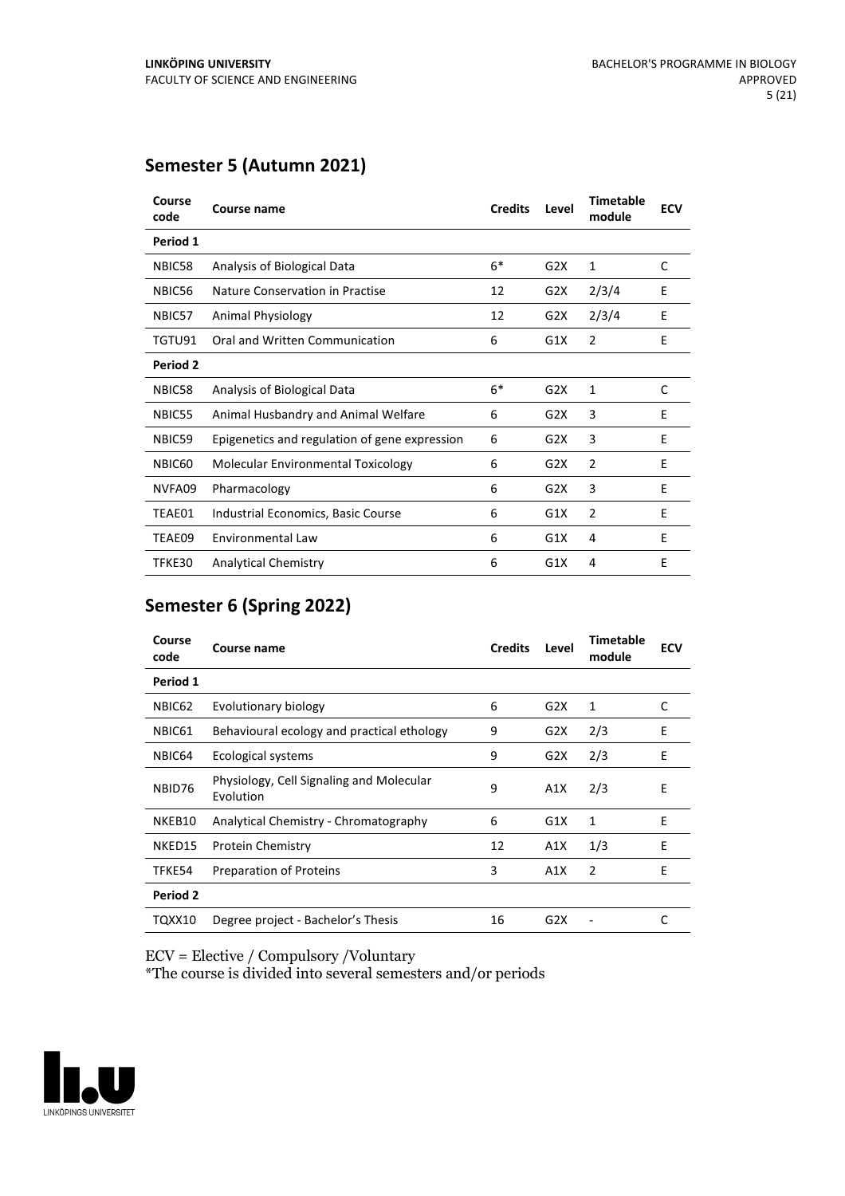## Semester 5 (Autumn 2021)

| Course code | Course name | Credits | Level | Timetable module | ECV |
|---|---|---|---|---|---|
| **Period 1** | | | | | |
| NBIC58 | Analysis of Biological Data | 6* | G2X | 1 | C |
| NBIC56 | Nature Conservation in Practise | 12 | G2X | 2/3/4 | E |
| NBIC57 | Animal Physiology | 12 | G2X | 2/3/4 | E |
| TGTU91 | Oral and Written Communication | 6 | G1X | 2 | E |
| **Period 2** | | | | | |
| NBIC58 | Analysis of Biological Data | 6* | G2X | 1 | C |
| NBIC55 | Animal Husbandry and Animal Welfare | 6 | G2X | 3 | E |
| NBIC59 | Epigenetics and regulation of gene expression | 6 | G2X | 3 | E |
| NBIC60 | Molecular Environmental Toxicology | 6 | G2X | 2 | E |
| NVFA09 | Pharmacology | 6 | G2X | 3 | E |
| TEAE01 | Industrial Economics, Basic Course | 6 | G1X | 2 | E |
| TEAE09 | Environmental Law | 6 | G1X | 4 | E |
| TFKE30 | Analytical Chemistry | 6 | G1X | 4 | E |

## Semester 6 (Spring 2022)

| Course code | Course name | Credits | Level | Timetable module | ECV |
|---|---|---|---|---|---|
| **Period 1** | | | | | |
| NBIC62 | Evolutionary biology | 6 | G2X | 1 | C |
| NBIC61 | Behavioural ecology and practical ethology | 9 | G2X | 2/3 | E |
| NBIC64 | Ecological systems | 9 | G2X | 2/3 | E |
| NBID76 | Physiology, Cell Signaling and Molecular Evolution | 9 | A1X | 2/3 | E |
| NKEB10 | Analytical Chemistry - Chromatography | 6 | G1X | 1 | E |
| NKED15 | Protein Chemistry | 12 | A1X | 1/3 | E |
| TFKE54 | Preparation of Proteins | 3 | A1X | 2 | E |
| **Period 2** | | | | | |
| TQXX10 | Degree project - Bachelor's Thesis | 16 | G2X | - | C |

ECV = Elective / Compulsory /Voluntary
*The course is divided into several semesters and/or periods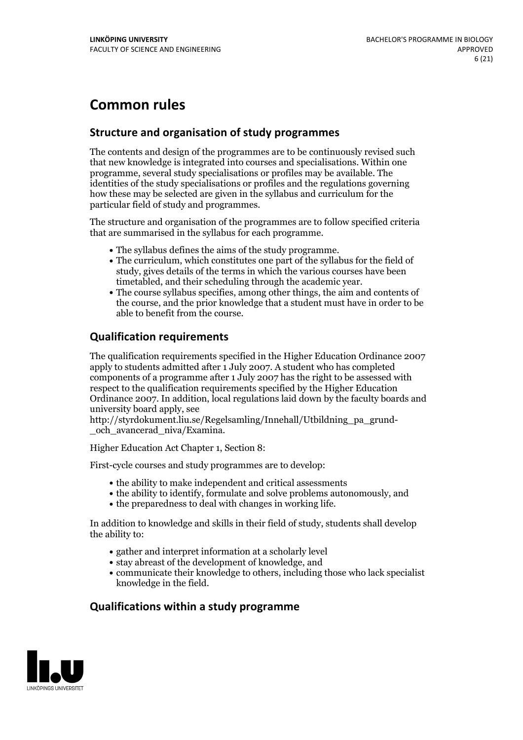# Common rules

## Structure and organisation of study programmes

The contents and design of the programmes are to be continuously revised such that new knowledge is integrated into courses and specialisations. Within one programme, several study specialisations or profiles may be available. The identities of the study specialisations or profiles and the regulations governing how these may be selected are given in the syllabus and curriculum for the particular field of study and programmes.

The structure and organisation of the programmes are to follow specified criteria that are summarised in the syllabus for each programme.

- The syllabus defines the aims of the study programme.
- The curriculum, which constitutes one part of the syllabus for the field of study, gives details of the terms in which the various courses have been timetabled, and their scheduling through the academic year.
- The course syllabus specifies, among other things, the aim and contents of the course, and the prior knowledge that a student must have in order to be able to benefit from the course.

## Qualification requirements

The qualification requirements specified in the Higher Education Ordinance 2007 apply to students admitted after 1 July 2007. A student who has completed components of a programme after 1 July 2007 has the right to be assessed with respect to the qualification requirements specified by the Higher Education Ordinance 2007. In addition, local regulations laid down by the faculty boards and university board apply, see http://styrdokument.liu.se/Regelsamling/Innehall/Utbildning_pa_grund-_och_avancerad_niva/Examina.

Higher Education Act Chapter 1, Section 8:

First-cycle courses and study programmes are to develop:

- the ability to make independent and critical assessments
- the ability to identify, formulate and solve problems autonomously, and
- the preparedness to deal with changes in working life.

In addition to knowledge and skills in their field of study, students shall develop the ability to:

- gather and interpret information at a scholarly level
- stay abreast of the development of knowledge, and
- communicate their knowledge to others, including those who lack specialist knowledge in the field.

## Qualifications within a study programme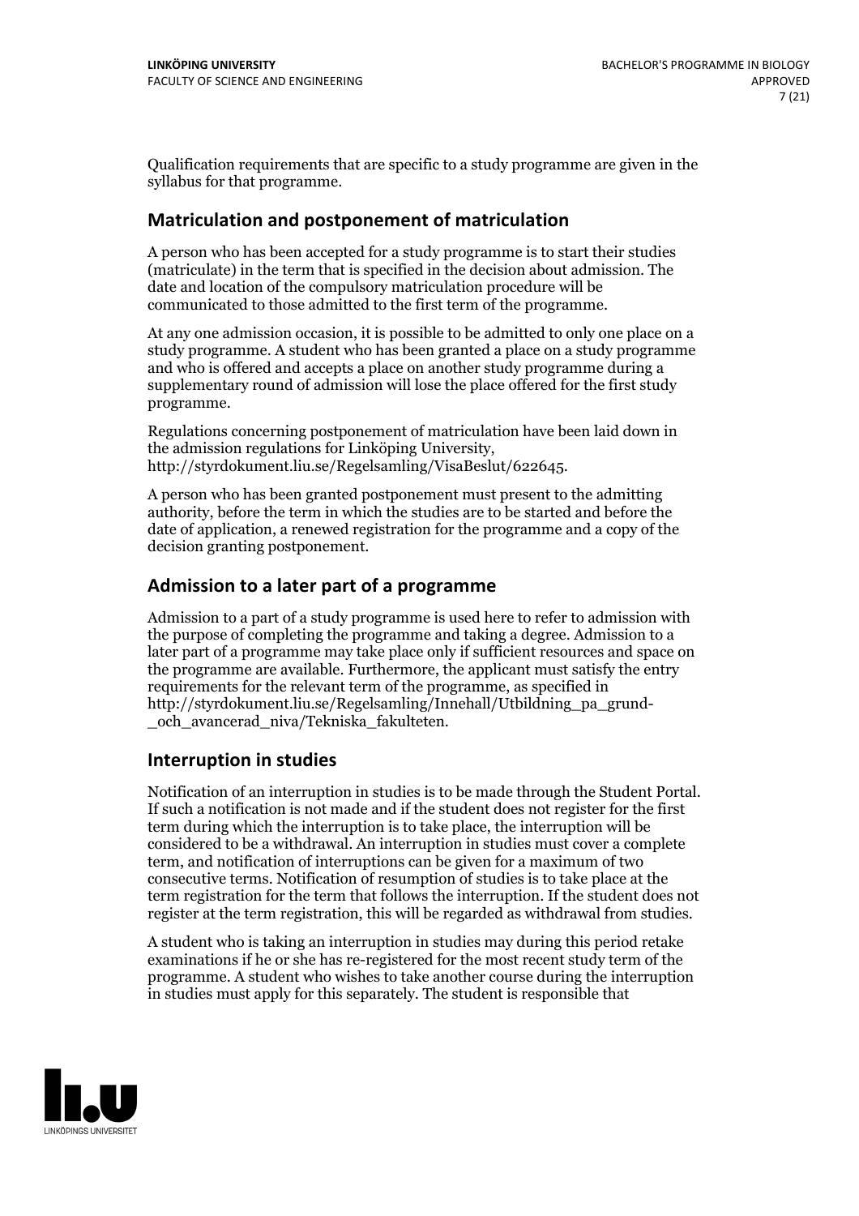Qualification requirements that are specific to a study programme are given in the syllabus for that programme.

## Matriculation and postponement of matriculation

A person who has been accepted for a study programme is to start their studies (matriculate) in the term that is specified in the decision about admission. The date and location of the compulsory matriculation procedure will be communicated to those admitted to the first term of the programme.

At any one admission occasion, it is possible to be admitted to only one place on a study programme. A student who has been granted a place on a study programme and who is offered and accepts a place on another study programme during a supplementary round of admission will lose the place offered for the first study programme.

Regulations concerning postponement of matriculation have been laid down in the admission regulations for Linköping University, http://styrdokument.liu.se/Regelsamling/VisaBeslut/622645.

A person who has been granted postponement must present to the admitting authority, before the term in which the studies are to be started and before the date of application, a renewed registration for the programme and a copy of the decision granting postponement.

## Admission to a later part of a programme

Admission to a part of a study programme is used here to refer to admission with the purpose of completing the programme and taking a degree. Admission to a later part of a programme may take place only if sufficient resources and space on the programme are available. Furthermore, the applicant must satisfy the entry requirements for the relevant term of the programme, as specified in http://styrdokument.liu.se/Regelsamling/Innehall/Utbildning_pa_grund-_och_avancerad_niva/Tekniska_fakulteten.

## Interruption in studies

Notification of an interruption in studies is to be made through the Student Portal. If such a notification is not made and if the student does not register for the first term during which the interruption is to take place, the interruption will be considered to be a withdrawal. An interruption in studies must cover a complete term, and notification of interruptions can be given for a maximum of two consecutive terms. Notification of resumption of studies is to take place at the term registration for the term that follows the interruption. If the student does not register at the term registration, this will be regarded as withdrawal from studies.

A student who is taking an interruption in studies may during this period retake examinations if he or she has re-registered for the most recent study term of the programme. A student who wishes to take another course during the interruption in studies must apply for this separately. The student is responsible that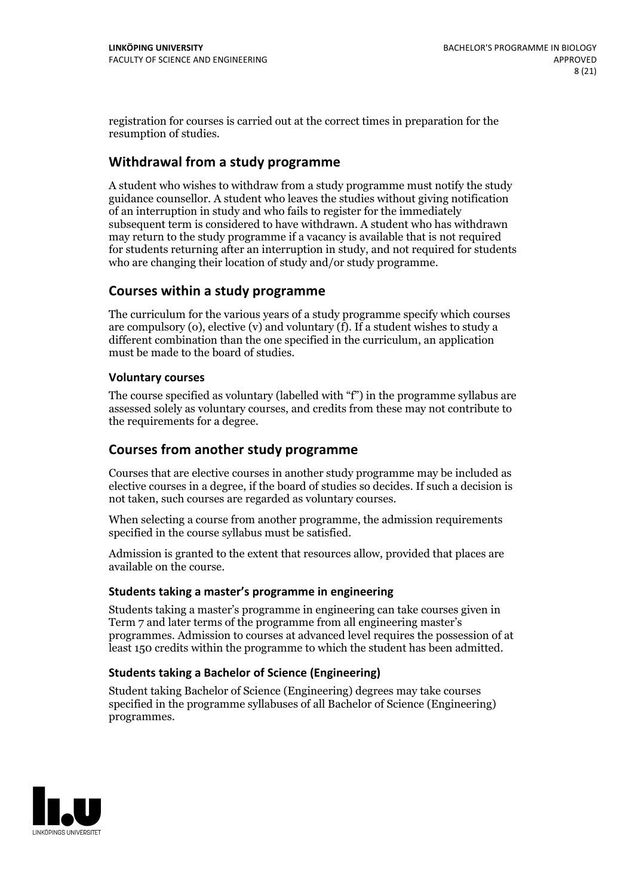registration for courses is carried out at the correct times in preparation for the resumption of studies.

## Withdrawal from a study programme

A student who wishes to withdraw from a study programme must notify the study guidance counsellor. A student who leaves the studies without giving notification of an interruption in study and who fails to register for the immediately subsequent term is considered to have withdrawn. A student who has withdrawn may return to the study programme if a vacancy is available that is not required for students returning after an interruption in study, and not required for students who are changing their location of study and/or study programme.

## Courses within a study programme

The curriculum for the various years of a study programme specify which courses are compulsory (o), elective (v) and voluntary (f). If a student wishes to study a different combination than the one specified in the curriculum, an application must be made to the board of studies.

### Voluntary courses

The course specified as voluntary (labelled with "f") in the programme syllabus are assessed solely as voluntary courses, and credits from these may not contribute to the requirements for a degree.

## Courses from another study programme

Courses that are elective courses in another study programme may be included as elective courses in a degree, if the board of studies so decides. If such a decision is not taken, such courses are regarded as voluntary courses.

When selecting a course from another programme, the admission requirements specified in the course syllabus must be satisfied.

Admission is granted to the extent that resources allow, provided that places are available on the course.

### Students taking a master's programme in engineering

Students taking a master's programme in engineering can take courses given in Term 7 and later terms of the programme from all engineering master's programmes. Admission to courses at advanced level requires the possession of at least 150 credits within the programme to which the student has been admitted.

### Students taking a Bachelor of Science (Engineering)

Student taking Bachelor of Science (Engineering) degrees may take courses specified in the programme syllabuses of all Bachelor of Science (Engineering) programmes.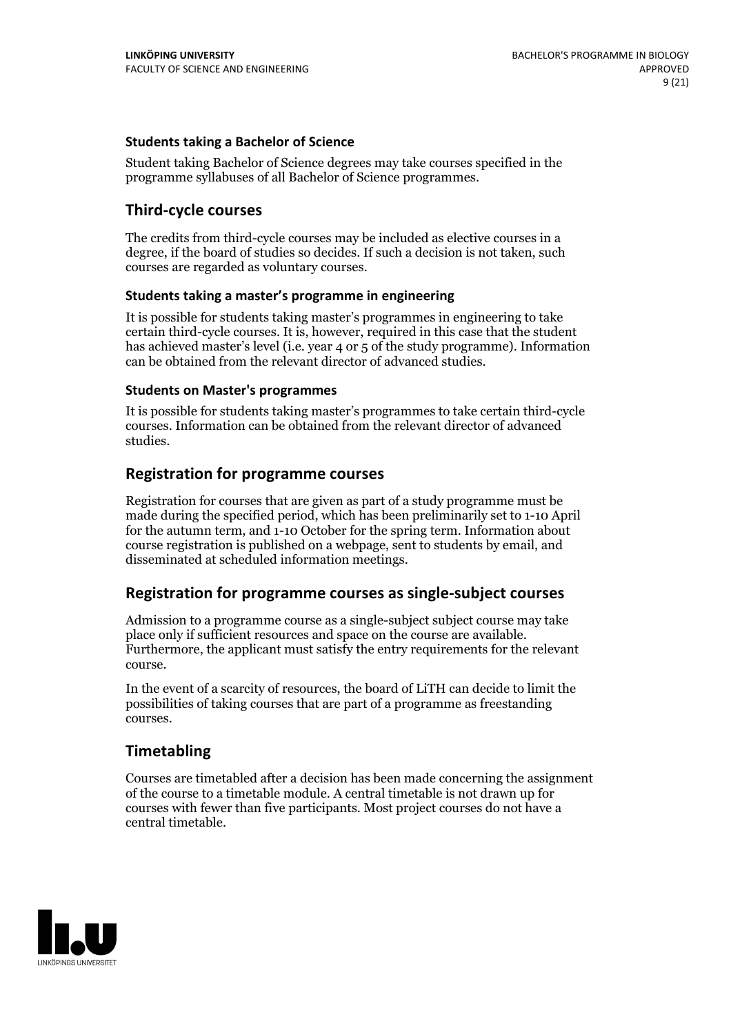### Students taking a Bachelor of Science

Student taking Bachelor of Science degrees may take courses specified in the programme syllabuses of all Bachelor of Science programmes.

## Third-cycle courses

The credits from third-cycle courses may be included as elective courses in a degree, if the board of studies so decides. If such a decision is not taken, such courses are regarded as voluntary courses.

### Students taking a master's programme in engineering

It is possible for students taking master's programmes in engineering to take certain third-cycle courses. It is, however, required in this case that the student has achieved master's level (i.e. year 4 or 5 of the study programme). Information can be obtained from the relevant director of advanced studies.

### Students on Master's programmes

It is possible for students taking master's programmes to take certain third-cycle courses. Information can be obtained from the relevant director of advanced studies.

## Registration for programme courses

Registration for courses that are given as part of a study programme must be made during the specified period, which has been preliminarily set to 1-10 April for the autumn term, and 1-10 October for the spring term. Information about course registration is published on a webpage, sent to students by email, and disseminated at scheduled information meetings.

## Registration for programme courses as single-subject courses

Admission to a programme course as a single-subject subject course may take place only if sufficient resources and space on the course are available. Furthermore, the applicant must satisfy the entry requirements for the relevant course.

In the event of a scarcity of resources, the board of LiTH can decide to limit the possibilities of taking courses that are part of a programme as freestanding courses.

## Timetabling

Courses are timetabled after a decision has been made concerning the assignment of the course to a timetable module. A central timetable is not drawn up for courses with fewer than five participants. Most project courses do not have a central timetable.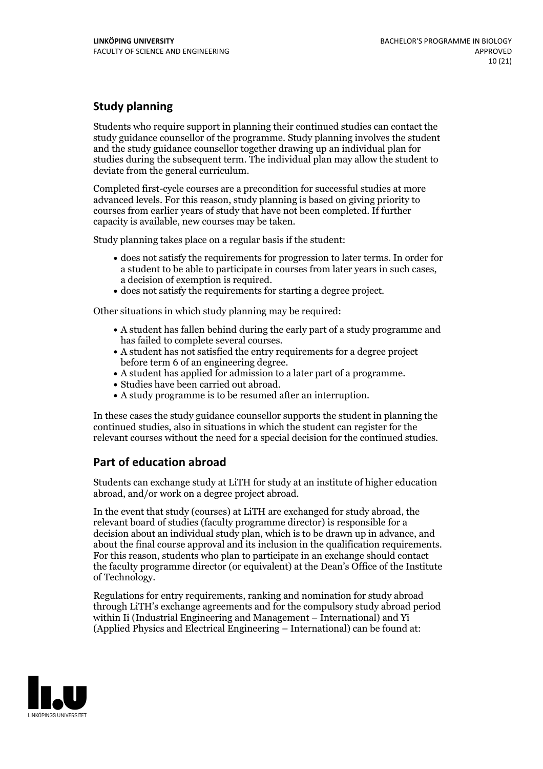## Study planning

Students who require support in planning their continued studies can contact the study guidance counsellor of the programme. Study planning involves the student and the study guidance counsellor together drawing up an individual plan for studies during the subsequent term. The individual plan may allow the student to deviate from the general curriculum.

Completed first-cycle courses are a precondition for successful studies at more advanced levels. For this reason, study planning is based on giving priority to courses from earlier years of study that have not been completed. If further capacity is available, new courses may be taken.

Study planning takes place on a regular basis if the student:

- does not satisfy the requirements for progression to later terms. In order for a student to be able to participate in courses from later years in such cases, a decision of exemption is required.
- does not satisfy the requirements for starting a degree project.

Other situations in which study planning may be required:

- A student has fallen behind during the early part of a study programme and has failed to complete several courses.
- A student has not satisfied the entry requirements for a degree project before term 6 of an engineering degree.
- A student has applied for admission to a later part of a programme.
- Studies have been carried out abroad.
- A study programme is to be resumed after an interruption.

In these cases the study guidance counsellor supports the student in planning the continued studies, also in situations in which the student can register for the relevant courses without the need for a special decision for the continued studies.

## Part of education abroad

Students can exchange study at LiTH for study at an institute of higher education abroad, and/or work on a degree project abroad.

In the event that study (courses) at LiTH are exchanged for study abroad, the relevant board of studies (faculty programme director) is responsible for a decision about an individual study plan, which is to be drawn up in advance, and about the final course approval and its inclusion in the qualification requirements. For this reason, students who plan to participate in an exchange should contact the faculty programme director (or equivalent) at the Dean's Office of the Institute of Technology.

Regulations for entry requirements, ranking and nomination for study abroad through LiTH's exchange agreements and for the compulsory study abroad period within Ii (Industrial Engineering and Management – International) and Yi (Applied Physics and Electrical Engineering – International) can be found at: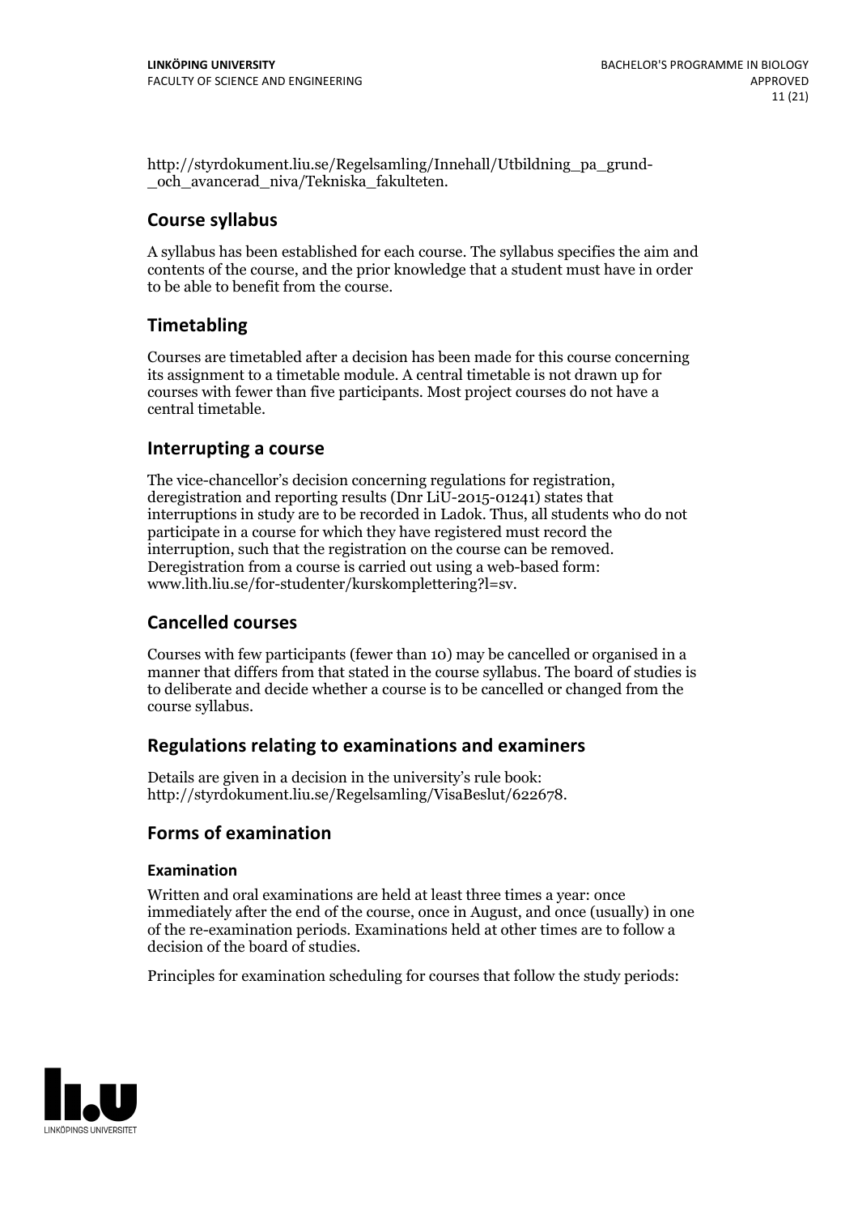http://styrdokument.liu.se/Regelsamling/Innehall/Utbildning_pa_grund-_och_avancerad_niva/Tekniska_fakulteten.

## Course syllabus

A syllabus has been established for each course. The syllabus specifies the aim and contents of the course, and the prior knowledge that a student must have in order to be able to benefit from the course.

## Timetabling

Courses are timetabled after a decision has been made for this course concerning its assignment to a timetable module. A central timetable is not drawn up for courses with fewer than five participants. Most project courses do not have a central timetable.

## Interrupting a course

The vice-chancellor's decision concerning regulations for registration, deregistration and reporting results (Dnr LiU-2015-01241) states that interruptions in study are to be recorded in Ladok. Thus, all students who do not participate in a course for which they have registered must record the interruption, such that the registration on the course can be removed. Deregistration from a course is carried out using a web-based form: www.lith.liu.se/for-studenter/kurskomplettering?l=sv.

## Cancelled courses

Courses with few participants (fewer than 10) may be cancelled or organised in a manner that differs from that stated in the course syllabus. The board of studies is to deliberate and decide whether a course is to be cancelled or changed from the course syllabus.

## Regulations relating to examinations and examiners

Details are given in a decision in the university's rule book: http://styrdokument.liu.se/Regelsamling/VisaBeslut/622678.

## Forms of examination

### Examination

Written and oral examinations are held at least three times a year: once immediately after the end of the course, once in August, and once (usually) in one of the re-examination periods. Examinations held at other times are to follow a decision of the board of studies.

Principles for examination scheduling for courses that follow the study periods: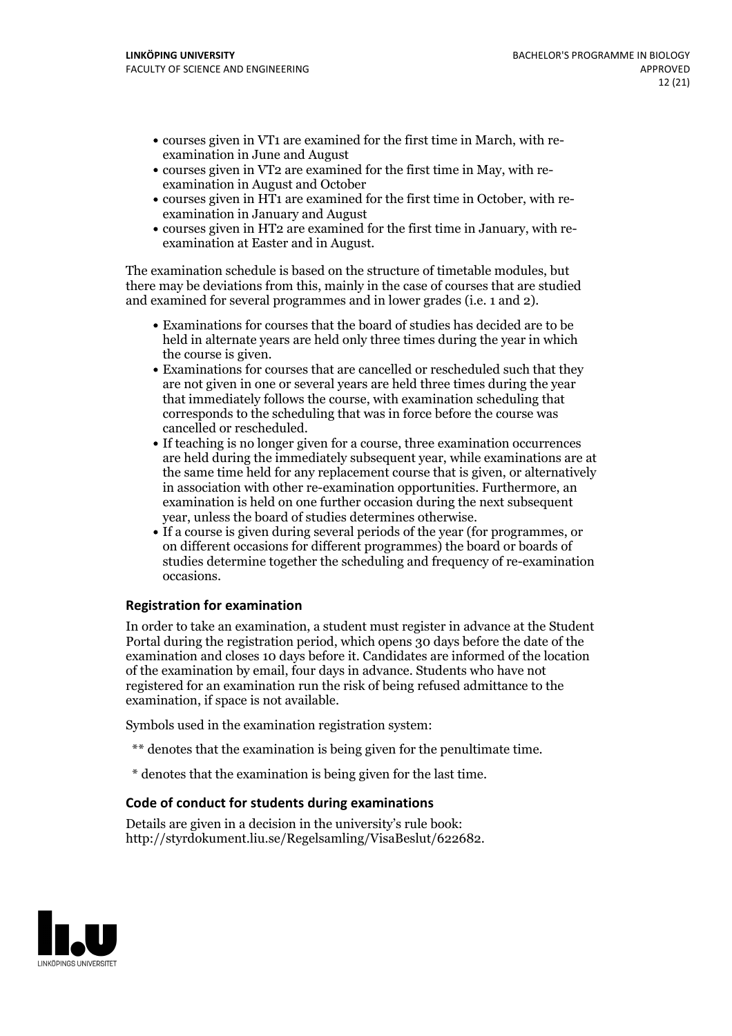- courses given in VT1 are examined for the first time in March, with re-examination in June and August
- courses given in VT2 are examined for the first time in May, with re-examination in August and October
- courses given in HT1 are examined for the first time in October, with re-examination in January and August
- courses given in HT2 are examined for the first time in January, with re-examination at Easter and in August.

The examination schedule is based on the structure of timetable modules, but there may be deviations from this, mainly in the case of courses that are studied and examined for several programmes and in lower grades (i.e. 1 and 2).

- Examinations for courses that the board of studies has decided are to be held in alternate years are held only three times during the year in which the course is given.
- Examinations for courses that are cancelled or rescheduled such that they are not given in one or several years are held three times during the year that immediately follows the course, with examination scheduling that corresponds to the scheduling that was in force before the course was cancelled or rescheduled.
- If teaching is no longer given for a course, three examination occurrences are held during the immediately subsequent year, while examinations are at the same time held for any replacement course that is given, or alternatively in association with other re-examination opportunities. Furthermore, an examination is held on one further occasion during the next subsequent year, unless the board of studies determines otherwise.
- If a course is given during several periods of the year (for programmes, or on different occasions for different programmes) the board or boards of studies determine together the scheduling and frequency of re-examination occasions.

### Registration for examination

In order to take an examination, a student must register in advance at the Student Portal during the registration period, which opens 30 days before the date of the examination and closes 10 days before it. Candidates are informed of the location of the examination by email, four days in advance. Students who have not registered for an examination run the risk of being refused admittance to the examination, if space is not available.

Symbols used in the examination registration system:

** denotes that the examination is being given for the penultimate time.

* denotes that the examination is being given for the last time.

### Code of conduct for students during examinations

Details are given in a decision in the university's rule book: http://styrdokument.liu.se/Regelsamling/VisaBeslut/622682.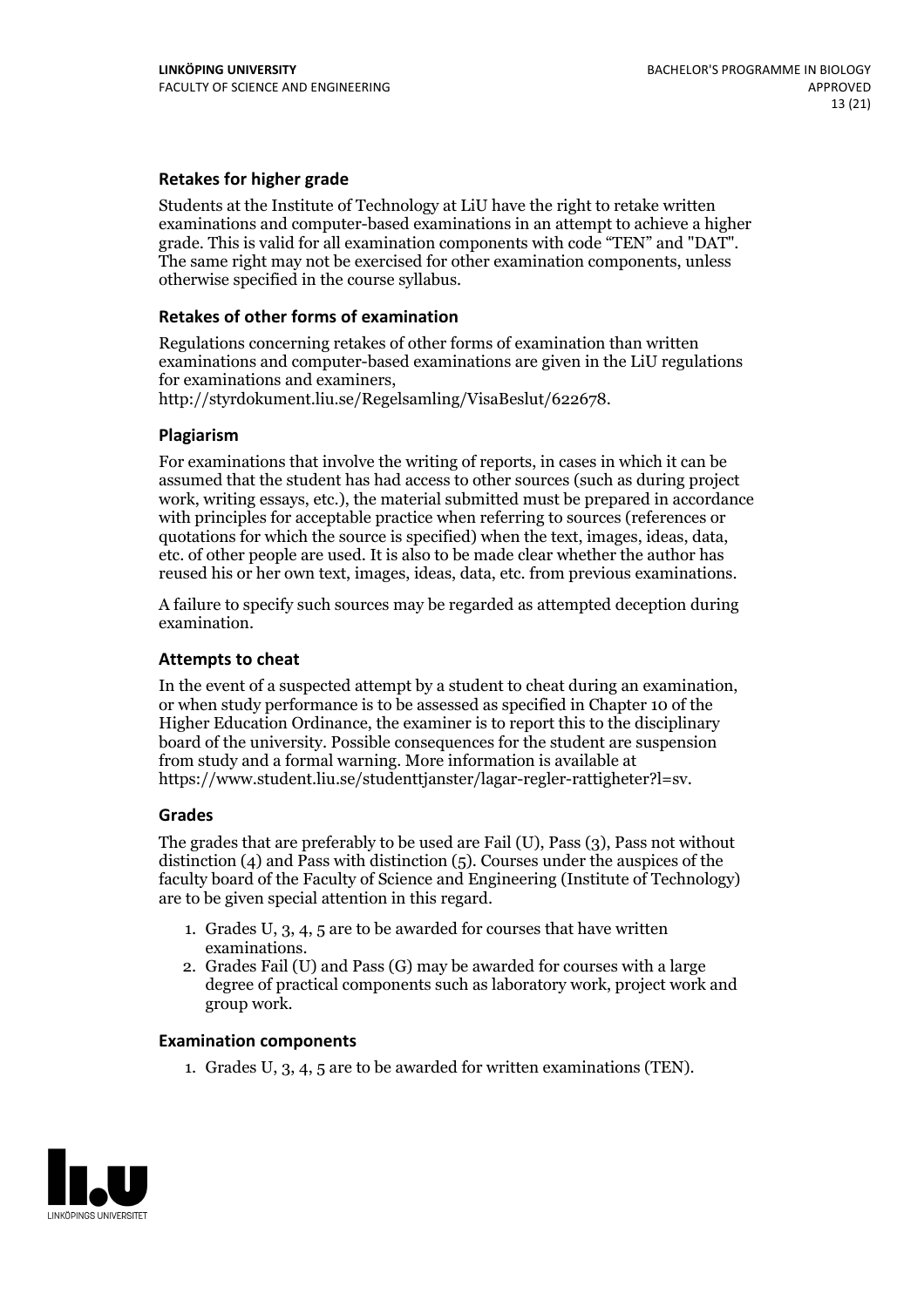### Retakes for higher grade

Students at the Institute of Technology at LiU have the right to retake written examinations and computer-based examinations in an attempt to achieve a higher grade. This is valid for all examination components with code "TEN" and "DAT". The same right may not be exercised for other examination components, unless otherwise specified in the course syllabus.

### Retakes of other forms of examination

Regulations concerning retakes of other forms of examination than written examinations and computer-based examinations are given in the LiU regulations for examinations and examiners, http://styrdokument.liu.se/Regelsamling/VisaBeslut/622678.

### Plagiarism

For examinations that involve the writing of reports, in cases in which it can be assumed that the student has had access to other sources (such as during project work, writing essays, etc.), the material submitted must be prepared in accordance with principles for acceptable practice when referring to sources (references or quotations for which the source is specified) when the text, images, ideas, data, etc. of other people are used. It is also to be made clear whether the author has reused his or her own text, images, ideas, data, etc. from previous examinations.

A failure to specify such sources may be regarded as attempted deception during examination.

### Attempts to cheat

In the event of a suspected attempt by a student to cheat during an examination, or when study performance is to be assessed as specified in Chapter 10 of the Higher Education Ordinance, the examiner is to report this to the disciplinary board of the university. Possible consequences for the student are suspension from study and a formal warning. More information is available at https://www.student.liu.se/studenttjanster/lagar-regler-rattigheter?l=sv.

### Grades

The grades that are preferably to be used are Fail (U), Pass (3), Pass not without distinction (4) and Pass with distinction (5). Courses under the auspices of the faculty board of the Faculty of Science and Engineering (Institute of Technology) are to be given special attention in this regard.

1. Grades U, 3, 4, 5 are to be awarded for courses that have written examinations.
2. Grades Fail (U) and Pass (G) may be awarded for courses with a large degree of practical components such as laboratory work, project work and group work.

### Examination components

1. Grades U, 3, 4, 5 are to be awarded for written examinations (TEN).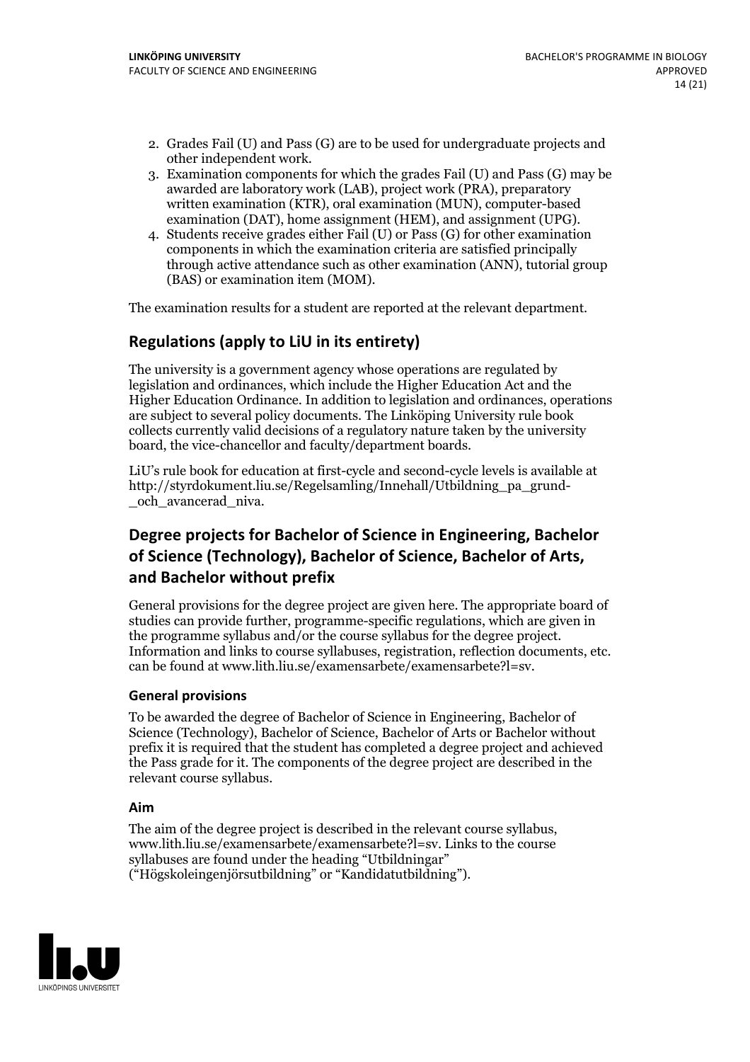2. Grades Fail (U) and Pass (G) are to be used for undergraduate projects and other independent work.
3. Examination components for which the grades Fail (U) and Pass (G) may be awarded are laboratory work (LAB), project work (PRA), preparatory written examination (KTR), oral examination (MUN), computer-based examination (DAT), home assignment (HEM), and assignment (UPG).
4. Students receive grades either Fail (U) or Pass (G) for other examination components in which the examination criteria are satisfied principally through active attendance such as other examination (ANN), tutorial group (BAS) or examination item (MOM).

The examination results for a student are reported at the relevant department.

## Regulations (apply to LiU in its entirety)

The university is a government agency whose operations are regulated by legislation and ordinances, which include the Higher Education Act and the Higher Education Ordinance. In addition to legislation and ordinances, operations are subject to several policy documents. The Linköping University rule book collects currently valid decisions of a regulatory nature taken by the university board, the vice-chancellor and faculty/department boards.

LiU's rule book for education at first-cycle and second-cycle levels is available at http://styrdokument.liu.se/Regelsamling/Innehall/Utbildning_pa_grund-_och_avancerad_niva.

## Degree projects for Bachelor of Science in Engineering, Bachelor of Science (Technology), Bachelor of Science, Bachelor of Arts, and Bachelor without prefix

General provisions for the degree project are given here. The appropriate board of studies can provide further, programme-specific regulations, which are given in the programme syllabus and/or the course syllabus for the degree project. Information and links to course syllabuses, registration, reflection documents, etc. can be found at www.lith.liu.se/examensarbete/examensarbete?l=sv.

### General provisions

To be awarded the degree of Bachelor of Science in Engineering, Bachelor of Science (Technology), Bachelor of Science, Bachelor of Arts or Bachelor without prefix it is required that the student has completed a degree project and achieved the Pass grade for it. The components of the degree project are described in the relevant course syllabus.

### Aim

The aim of the degree project is described in the relevant course syllabus, www.lith.liu.se/examensarbete/examensarbete?l=sv. Links to the course syllabuses are found under the heading "Utbildningar" ("Högskoleingenjörsutbildning" or "Kandidatutbildning").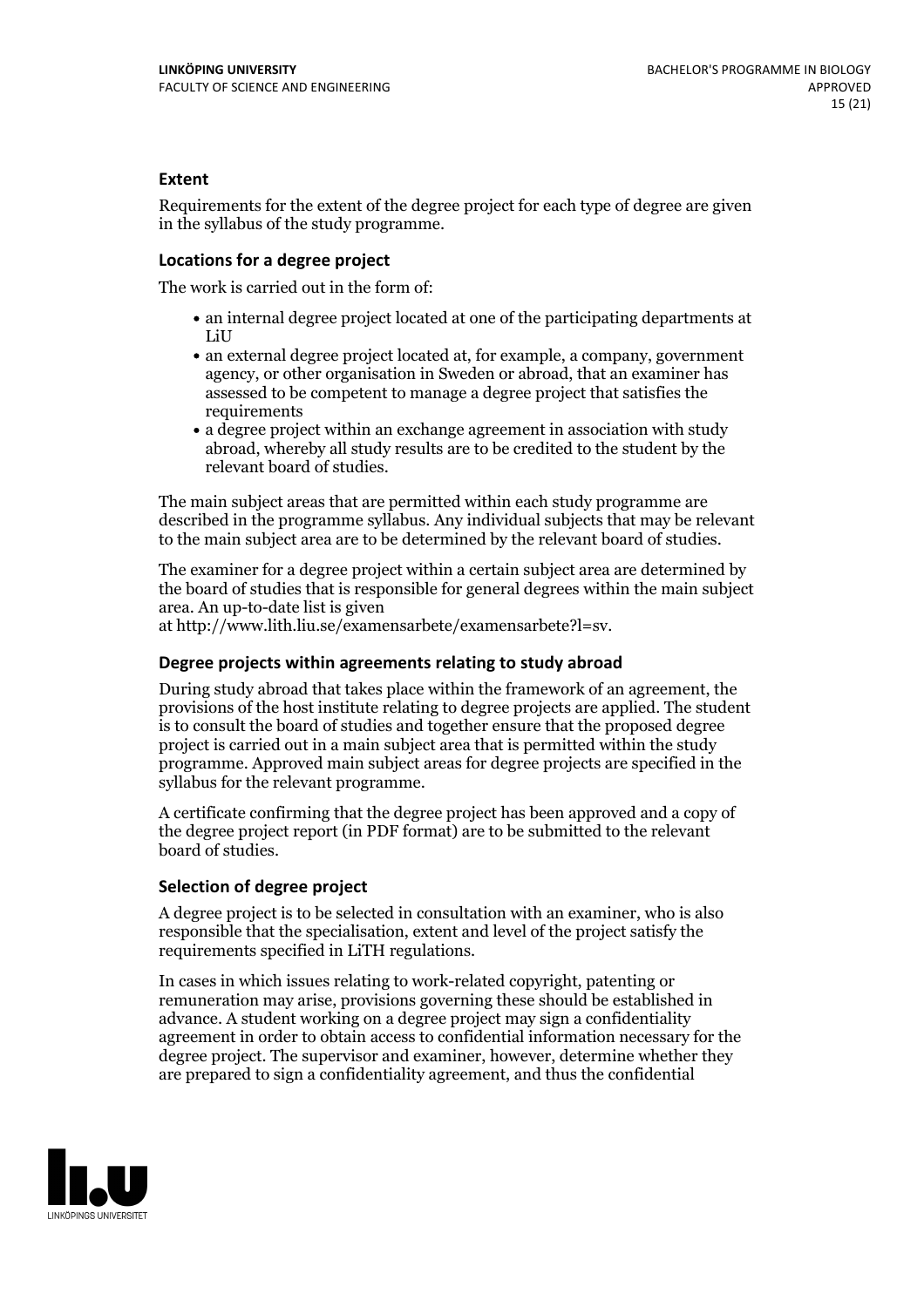### Extent

Requirements for the extent of the degree project for each type of degree are given in the syllabus of the study programme.

### Locations for a degree project

The work is carried out in the form of:

- an internal degree project located at one of the participating departments at LiU
- an external degree project located at, for example, a company, government agency, or other organisation in Sweden or abroad, that an examiner has assessed to be competent to manage a degree project that satisfies the requirements
- a degree project within an exchange agreement in association with study abroad, whereby all study results are to be credited to the student by the relevant board of studies.

The main subject areas that are permitted within each study programme are described in the programme syllabus. Any individual subjects that may be relevant to the main subject area are to be determined by the relevant board of studies.

The examiner for a degree project within a certain subject area are determined by the board of studies that is responsible for general degrees within the main subject area. An up-to-date list is given at http://www.lith.liu.se/examensarbete/examensarbete?l=sv.

### Degree projects within agreements relating to study abroad

During study abroad that takes place within the framework of an agreement, the provisions of the host institute relating to degree projects are applied. The student is to consult the board of studies and together ensure that the proposed degree project is carried out in a main subject area that is permitted within the study programme. Approved main subject areas for degree projects are specified in the syllabus for the relevant programme.

A certificate confirming that the degree project has been approved and a copy of the degree project report (in PDF format) are to be submitted to the relevant board of studies.

### Selection of degree project

A degree project is to be selected in consultation with an examiner, who is also responsible that the specialisation, extent and level of the project satisfy the requirements specified in LiTH regulations.

In cases in which issues relating to work-related copyright, patenting or remuneration may arise, provisions governing these should be established in advance. A student working on a degree project may sign a confidentiality agreement in order to obtain access to confidential information necessary for the degree project. The supervisor and examiner, however, determine whether they are prepared to sign a confidentiality agreement, and thus the confidential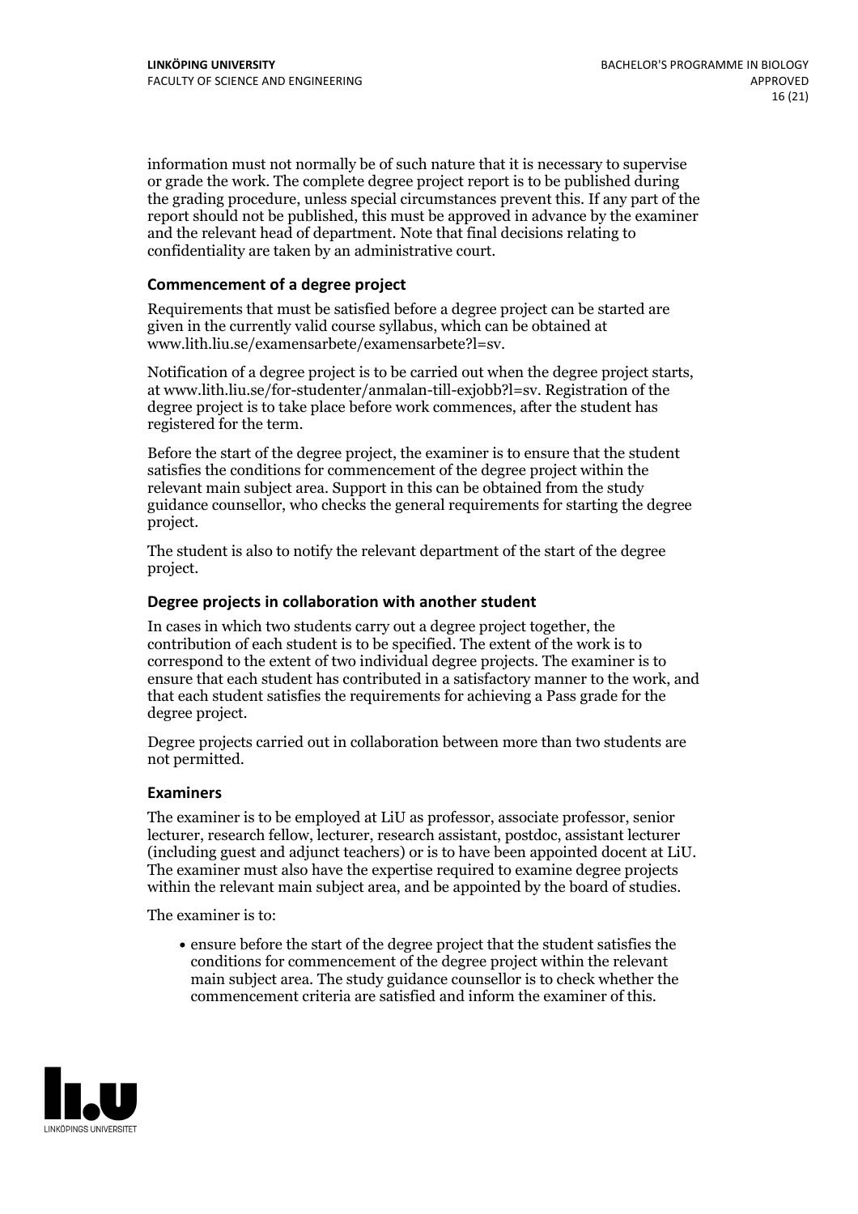information must not normally be of such nature that it is necessary to supervise or grade the work. The complete degree project report is to be published during the grading procedure, unless special circumstances prevent this. If any part of the report should not be published, this must be approved in advance by the examiner and the relevant head of department. Note that final decisions relating to confidentiality are taken by an administrative court.

### Commencement of a degree project

Requirements that must be satisfied before a degree project can be started are given in the currently valid course syllabus, which can be obtained at www.lith.liu.se/examensarbete/examensarbete?l=sv.

Notification of a degree project is to be carried out when the degree project starts, at www.lith.liu.se/for-studenter/anmalan-till-exjobb?l=sv. Registration of the degree project is to take place before work commences, after the student has registered for the term.

Before the start of the degree project, the examiner is to ensure that the student satisfies the conditions for commencement of the degree project within the relevant main subject area. Support in this can be obtained from the study guidance counsellor, who checks the general requirements for starting the degree project.

The student is also to notify the relevant department of the start of the degree project.

### Degree projects in collaboration with another student

In cases in which two students carry out a degree project together, the contribution of each student is to be specified. The extent of the work is to correspond to the extent of two individual degree projects. The examiner is to ensure that each student has contributed in a satisfactory manner to the work, and that each student satisfies the requirements for achieving a Pass grade for the degree project.

Degree projects carried out in collaboration between more than two students are not permitted.

### Examiners

The examiner is to be employed at LiU as professor, associate professor, senior lecturer, research fellow, lecturer, research assistant, postdoc, assistant lecturer (including guest and adjunct teachers) or is to have been appointed docent at LiU. The examiner must also have the expertise required to examine degree projects within the relevant main subject area, and be appointed by the board of studies.

The examiner is to:

- ensure before the start of the degree project that the student satisfies the conditions for commencement of the degree project within the relevant main subject area. The study guidance counsellor is to check whether the commencement criteria are satisfied and inform the examiner of this.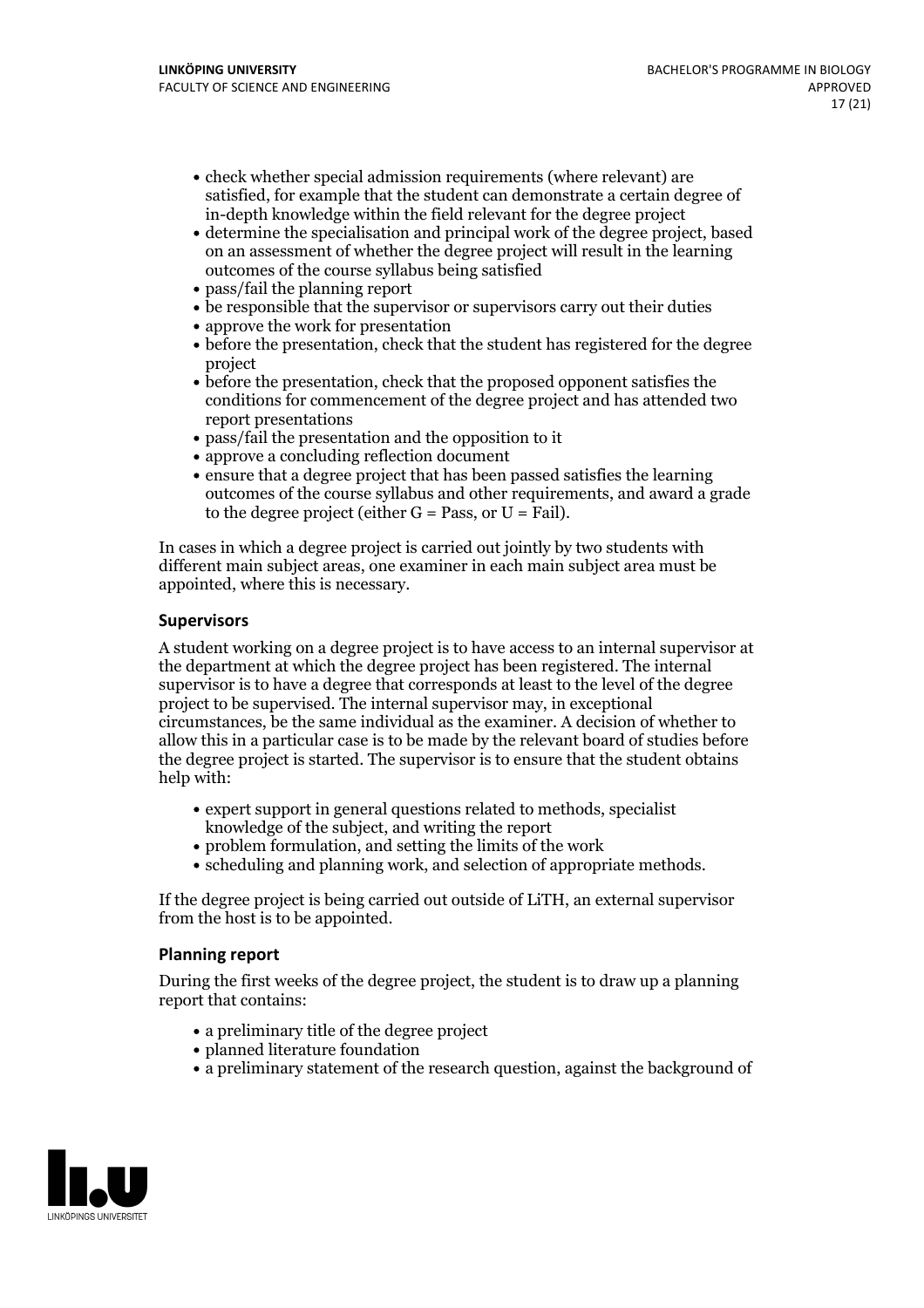- check whether special admission requirements (where relevant) are satisfied, for example that the student can demonstrate a certain degree of in-depth knowledge within the field relevant for the degree project
- determine the specialisation and principal work of the degree project, based on an assessment of whether the degree project will result in the learning outcomes of the course syllabus being satisfied
- pass/fail the planning report
- be responsible that the supervisor or supervisors carry out their duties
- approve the work for presentation
- before the presentation, check that the student has registered for the degree project
- before the presentation, check that the proposed opponent satisfies the conditions for commencement of the degree project and has attended two report presentations
- pass/fail the presentation and the opposition to it
- approve a concluding reflection document
- ensure that a degree project that has been passed satisfies the learning outcomes of the course syllabus and other requirements, and award a grade to the degree project (either G = Pass, or U = Fail).

In cases in which a degree project is carried out jointly by two students with different main subject areas, one examiner in each main subject area must be appointed, where this is necessary.

### Supervisors

A student working on a degree project is to have access to an internal supervisor at the department at which the degree project has been registered. The internal supervisor is to have a degree that corresponds at least to the level of the degree project to be supervised. The internal supervisor may, in exceptional circumstances, be the same individual as the examiner. A decision of whether to allow this in a particular case is to be made by the relevant board of studies before the degree project is started. The supervisor is to ensure that the student obtains help with:

- expert support in general questions related to methods, specialist knowledge of the subject, and writing the report
- problem formulation, and setting the limits of the work
- scheduling and planning work, and selection of appropriate methods.

If the degree project is being carried out outside of LiTH, an external supervisor from the host is to be appointed.

### Planning report

During the first weeks of the degree project, the student is to draw up a planning report that contains:

- a preliminary title of the degree project
- planned literature foundation
- a preliminary statement of the research question, against the background of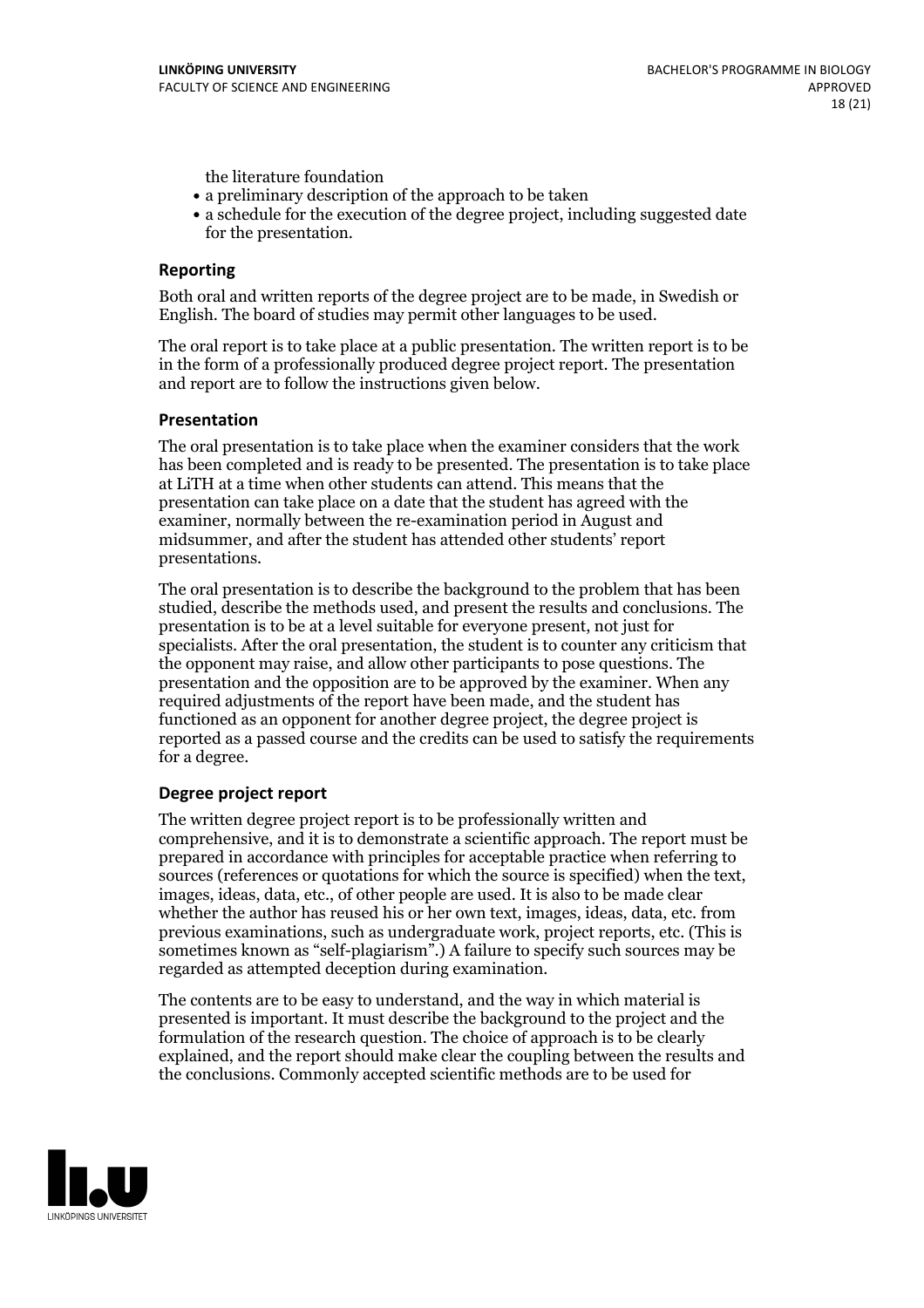the literature foundation

- a preliminary description of the approach to be taken
- a schedule for the execution of the degree project, including suggested date for the presentation.

### Reporting

Both oral and written reports of the degree project are to be made, in Swedish or English. The board of studies may permit other languages to be used.

The oral report is to take place at a public presentation. The written report is to be in the form of a professionally produced degree project report. The presentation and report are to follow the instructions given below.

### Presentation

The oral presentation is to take place when the examiner considers that the work has been completed and is ready to be presented. The presentation is to take place at LiTH at a time when other students can attend. This means that the presentation can take place on a date that the student has agreed with the examiner, normally between the re-examination period in August and midsummer, and after the student has attended other students' report presentations.

The oral presentation is to describe the background to the problem that has been studied, describe the methods used, and present the results and conclusions. The presentation is to be at a level suitable for everyone present, not just for specialists. After the oral presentation, the student is to counter any criticism that the opponent may raise, and allow other participants to pose questions. The presentation and the opposition are to be approved by the examiner. When any required adjustments of the report have been made, and the student has functioned as an opponent for another degree project, the degree project is reported as a passed course and the credits can be used to satisfy the requirements for a degree.

### Degree project report

The written degree project report is to be professionally written and comprehensive, and it is to demonstrate a scientific approach. The report must be prepared in accordance with principles for acceptable practice when referring to sources (references or quotations for which the source is specified) when the text, images, ideas, data, etc., of other people are used. It is also to be made clear whether the author has reused his or her own text, images, ideas, data, etc. from previous examinations, such as undergraduate work, project reports, etc. (This is sometimes known as "self-plagiarism".) A failure to specify such sources may be regarded as attempted deception during examination.

The contents are to be easy to understand, and the way in which material is presented is important. It must describe the background to the project and the formulation of the research question. The choice of approach is to be clearly explained, and the report should make clear the coupling between the results and the conclusions. Commonly accepted scientific methods are to be used for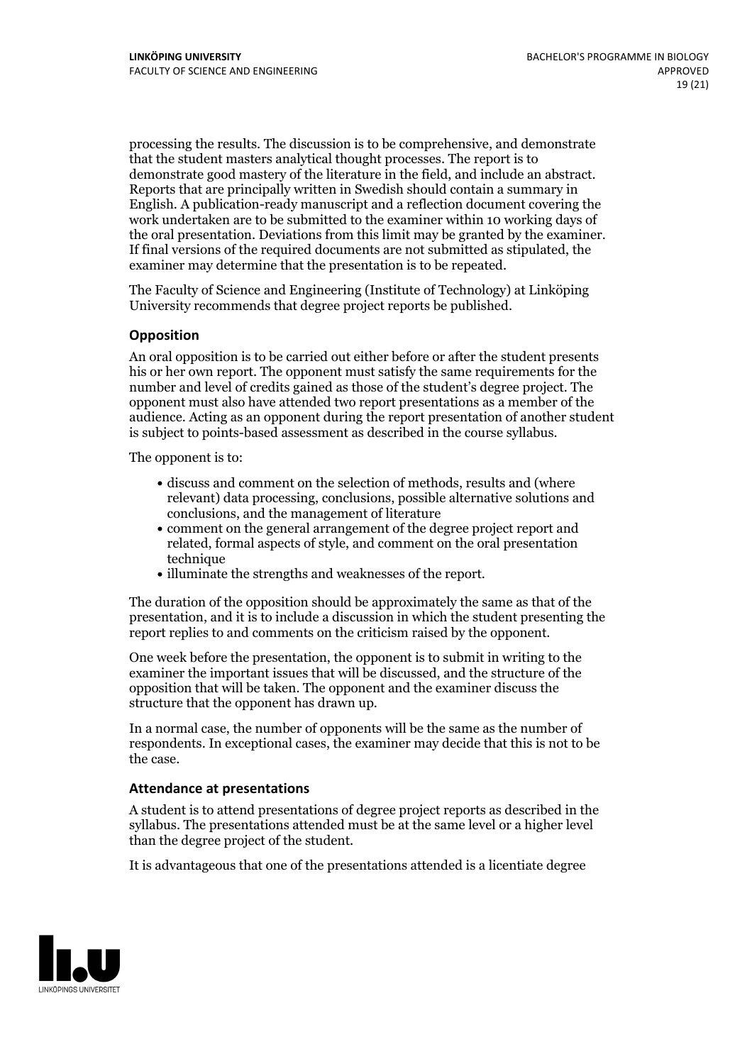processing the results. The discussion is to be comprehensive, and demonstrate that the student masters analytical thought processes. The report is to demonstrate good mastery of the literature in the field, and include an abstract. Reports that are principally written in Swedish should contain a summary in English. A publication-ready manuscript and a reflection document covering the work undertaken are to be submitted to the examiner within 10 working days of the oral presentation. Deviations from this limit may be granted by the examiner. If final versions of the required documents are not submitted as stipulated, the examiner may determine that the presentation is to be repeated.

The Faculty of Science and Engineering (Institute of Technology) at Linköping University recommends that degree project reports be published.

### Opposition

An oral opposition is to be carried out either before or after the student presents his or her own report. The opponent must satisfy the same requirements for the number and level of credits gained as those of the student's degree project. The opponent must also have attended two report presentations as a member of the audience. Acting as an opponent during the report presentation of another student is subject to points-based assessment as described in the course syllabus.

The opponent is to:

- discuss and comment on the selection of methods, results and (where relevant) data processing, conclusions, possible alternative solutions and conclusions, and the management of literature
- comment on the general arrangement of the degree project report and related, formal aspects of style, and comment on the oral presentation technique
- illuminate the strengths and weaknesses of the report.

The duration of the opposition should be approximately the same as that of the presentation, and it is to include a discussion in which the student presenting the report replies to and comments on the criticism raised by the opponent.

One week before the presentation, the opponent is to submit in writing to the examiner the important issues that will be discussed, and the structure of the opposition that will be taken. The opponent and the examiner discuss the structure that the opponent has drawn up.

In a normal case, the number of opponents will be the same as the number of respondents. In exceptional cases, the examiner may decide that this is not to be the case.

### Attendance at presentations

A student is to attend presentations of degree project reports as described in the syllabus. The presentations attended must be at the same level or a higher level than the degree project of the student.

It is advantageous that one of the presentations attended is a licentiate degree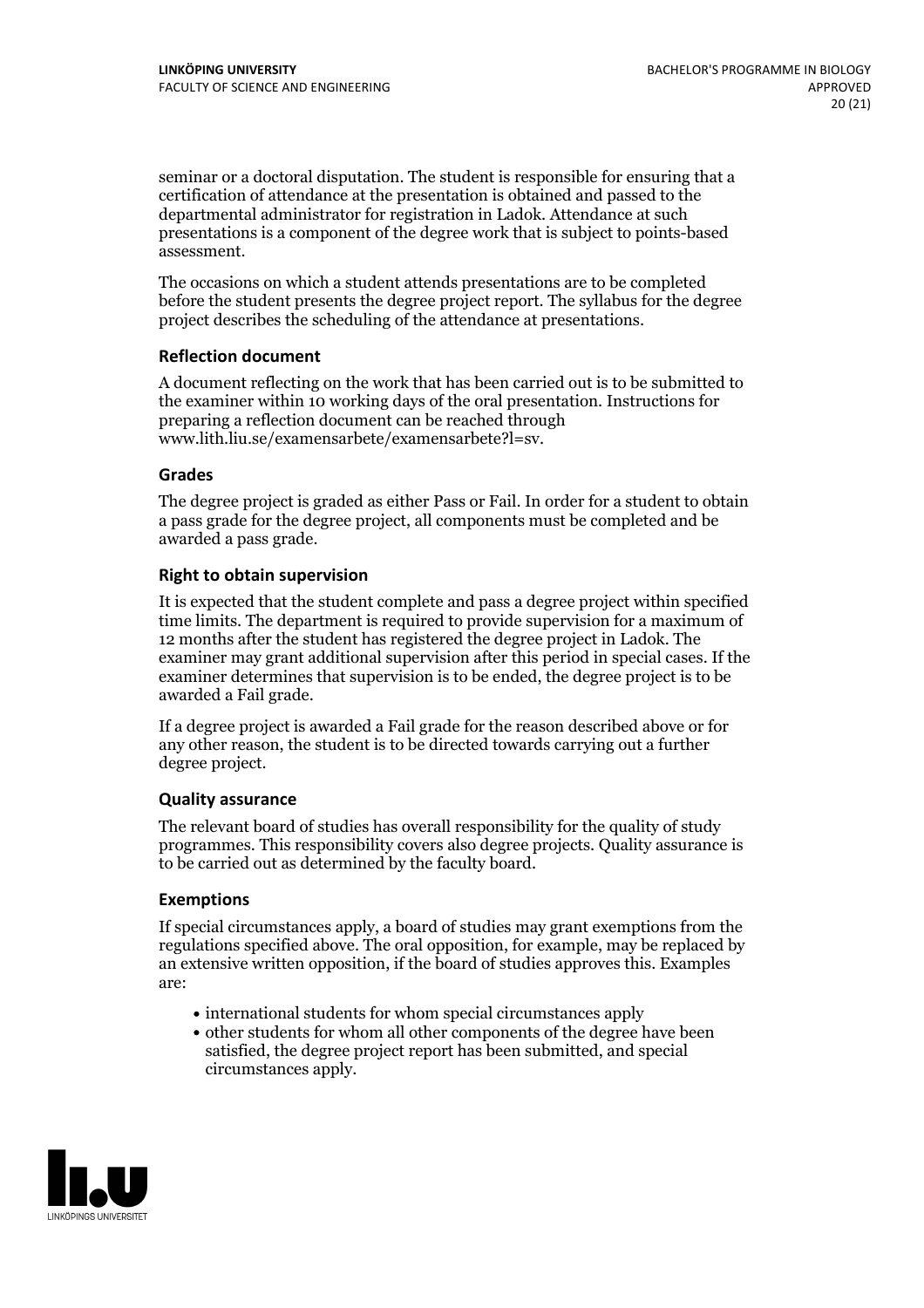seminar or a doctoral disputation. The student is responsible for ensuring that a certification of attendance at the presentation is obtained and passed to the departmental administrator for registration in Ladok. Attendance at such presentations is a component of the degree work that is subject to points-based assessment.

The occasions on which a student attends presentations are to be completed before the student presents the degree project report. The syllabus for the degree project describes the scheduling of the attendance at presentations.

### Reflection document

A document reflecting on the work that has been carried out is to be submitted to the examiner within 10 working days of the oral presentation. Instructions for preparing a reflection document can be reached through www.lith.liu.se/examensarbete/examensarbete?l=sv.

### Grades

The degree project is graded as either Pass or Fail. In order for a student to obtain a pass grade for the degree project, all components must be completed and be awarded a pass grade.

### Right to obtain supervision

It is expected that the student complete and pass a degree project within specified time limits. The department is required to provide supervision for a maximum of 12 months after the student has registered the degree project in Ladok. The examiner may grant additional supervision after this period in special cases. If the examiner determines that supervision is to be ended, the degree project is to be awarded a Fail grade.

If a degree project is awarded a Fail grade for the reason described above or for any other reason, the student is to be directed towards carrying out a further degree project.

### Quality assurance

The relevant board of studies has overall responsibility for the quality of study programmes. This responsibility covers also degree projects. Quality assurance is to be carried out as determined by the faculty board.

### Exemptions

If special circumstances apply, a board of studies may grant exemptions from the regulations specified above. The oral opposition, for example, may be replaced by an extensive written opposition, if the board of studies approves this. Examples are:

- international students for whom special circumstances apply
- other students for whom all other components of the degree have been satisfied, the degree project report has been submitted, and special circumstances apply.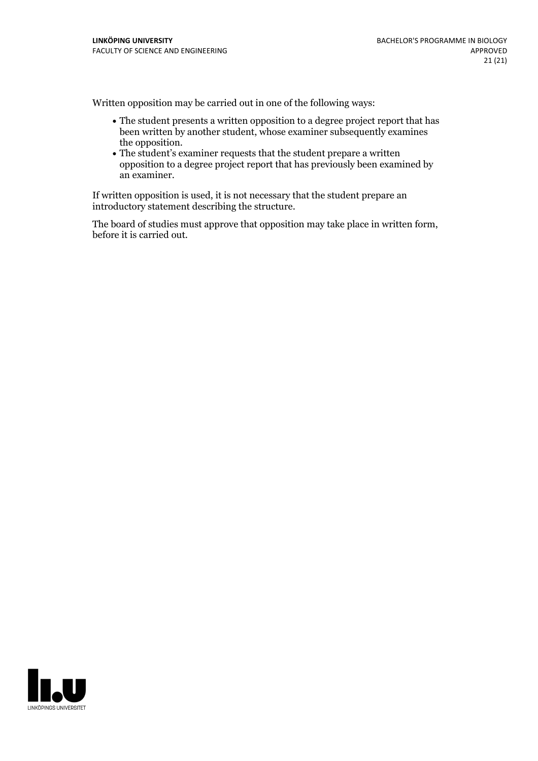Written opposition may be carried out in one of the following ways:

- The student presents a written opposition to a degree project report that has been written by another student, whose examiner subsequently examines the opposition.
- The student's examiner requests that the student prepare a written opposition to a degree project report that has previously been examined by an examiner.

If written opposition is used, it is not necessary that the student prepare an introductory statement describing the structure.

The board of studies must approve that opposition may take place in written form, before it is carried out.